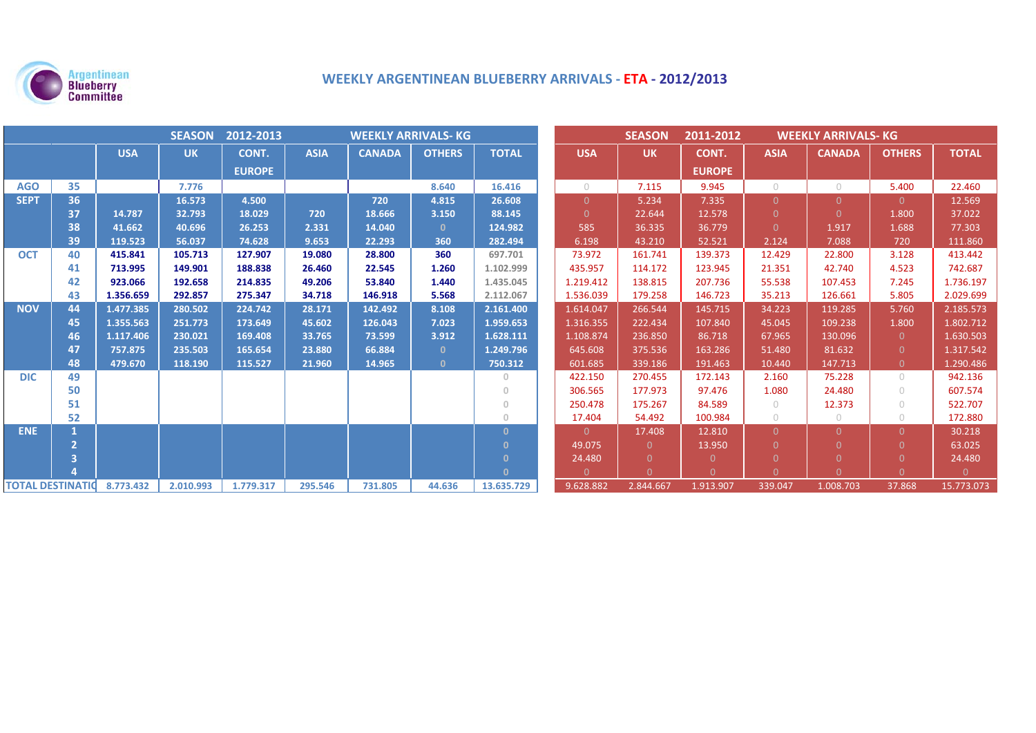Argentinean Blueberry Committee

# WEEKLY ARGENTINEAN BLUEBERRY ARRIVALS - ETA - 2012/2013

| | | SEASON 2012-2013 WEEKLY ARRIVALS- KG | | | | | | | SEASON 2011-2012 WEEKLY ARRIVALS- KG | | | | | | |
|---|---|---|---|---|---|---|---|---|---|---|---|---|---|---|---|
| | | USA | UK | CONT. EUROPE | ASIA | CANADA | OTHERS | TOTAL | USA | UK | CONT. EUROPE | ASIA | CANADA | OTHERS | TOTAL |
| AGO | 35 | | 7.776 | | | | 8.640 | 16.416 | 0 | 7.115 | 9.945 | 0 | 0 | 5.400 | 22.460 |
| SEPT | 36 | | 16.573 | 4.500 | | 720 | 4.815 | 26.608 | 0 | 5.234 | 7.335 | 0 | 0 | 0 | 12.569 |
| | 37 | 14.787 | 32.793 | 18.029 | 720 | 18.666 | 3.150 | 88.145 | 0 | 22.644 | 12.578 | 0 | 0 | 1.800 | 37.022 |
| | 38 | 41.662 | 40.696 | 26.253 | 2.331 | 14.040 | 0 | 124.982 | 585 | 36.335 | 36.779 | 0 | 1.917 | 1.688 | 77.303 |
| | 39 | 119.523 | 56.037 | 74.628 | 9.653 | 22.293 | 360 | 282.494 | 6.198 | 43.210 | 52.521 | 2.124 | 7.088 | 720 | 111.860 |
| OCT | 40 | 415.841 | 105.713 | 127.907 | 19.080 | 28.800 | 360 | 697.701 | 73.972 | 161.741 | 139.373 | 12.429 | 22.800 | 3.128 | 413.442 |
| | 41 | 713.995 | 149.901 | 188.838 | 26.460 | 22.545 | 1.260 | 1.102.999 | 435.957 | 114.172 | 123.945 | 21.351 | 42.740 | 4.523 | 742.687 |
| | 42 | 923.066 | 192.658 | 214.835 | 49.206 | 53.840 | 1.440 | 1.435.045 | 1.219.412 | 138.815 | 207.736 | 55.538 | 107.453 | 7.245 | 1.736.197 |
| | 43 | 1.356.659 | 292.857 | 275.347 | 34.718 | 146.918 | 5.568 | 2.112.067 | 1.536.039 | 179.258 | 146.723 | 35.213 | 126.661 | 5.805 | 2.029.699 |
| NOV | 44 | 1.477.385 | 280.502 | 224.742 | 28.171 | 142.492 | 8.108 | 2.161.400 | 1.614.047 | 266.544 | 145.715 | 34.223 | 119.285 | 5.760 | 2.185.573 |
| | 45 | 1.355.563 | 251.773 | 173.649 | 45.602 | 126.043 | 7.023 | 1.959.653 | 1.316.355 | 222.434 | 107.840 | 45.045 | 109.238 | 1.800 | 1.802.712 |
| | 46 | 1.117.406 | 230.021 | 169.408 | 33.765 | 73.599 | 3.912 | 1.628.111 | 1.108.874 | 236.850 | 86.718 | 67.965 | 130.096 | 0 | 1.630.503 |
| | 47 | 757.875 | 235.503 | 165.654 | 23.880 | 66.884 | 0 | 1.249.796 | 645.608 | 375.536 | 163.286 | 51.480 | 81.632 | 0 | 1.317.542 |
| | 48 | 479.670 | 118.190 | 115.527 | 21.960 | 14.965 | 0 | 750.312 | 601.685 | 339.186 | 191.463 | 10.440 | 147.713 | 0 | 1.290.486 |
| DIC | 49 | | | | | | | 0 | 422.150 | 270.455 | 172.143 | 2.160 | 75.228 | 0 | 942.136 |
| | 50 | | | | | | | 0 | 306.565 | 177.973 | 97.476 | 1.080 | 24.480 | 0 | 607.574 |
| | 51 | | | | | | | 0 | 250.478 | 175.267 | 84.589 | 0 | 12.373 | 0 | 522.707 |
| | 52 | | | | | | | 0 | 17.404 | 54.492 | 100.984 | 0 | 0 | 0 | 172.880 |
| ENE | 1 | | | | | | | 0 | 0 | 17.408 | 12.810 | 0 | 0 | 0 | 30.218 |
| | 2 | | | | | | | 0 | 49.075 | 0 | 13.950 | 0 | 0 | 0 | 63.025 |
| | 3 | | | | | | | 0 | 24.480 | 0 | 0 | 0 | 0 | 0 | 24.480 |
| | 4 | | | | | | | 0 | 0 | 0 | 0 | 0 | 0 | 0 | 0 |
| TOTAL DESTINATIO | | 8.773.432 | 2.010.993 | 1.779.317 | 295.546 | 731.805 | 44.636 | 13.635.729 | 9.628.882 | 2.844.667 | 1.913.907 | 339.047 | 1.008.703 | 37.868 | 15.773.073 |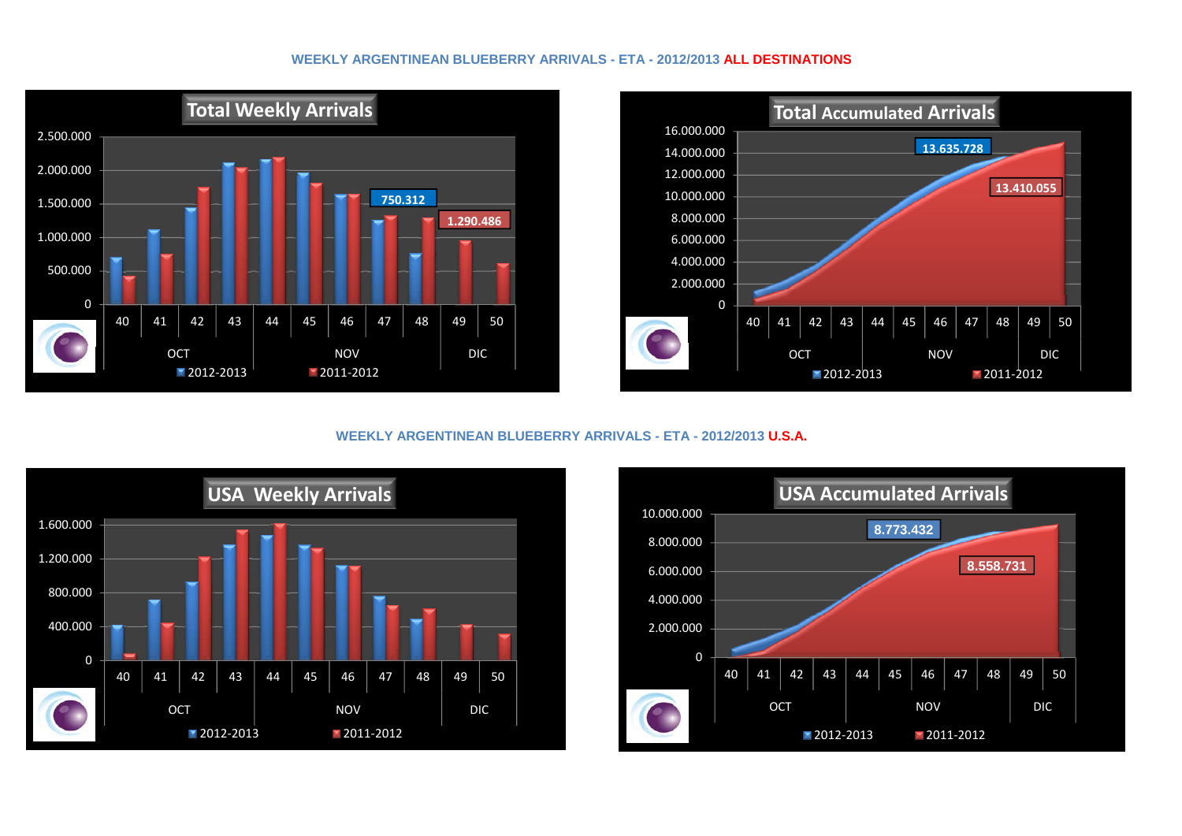## WEEKLY ARGENTINEAN BLUEBERRY ARRIVALS - ETA - 2012/2013 ALL DESTINATIONS

**Total Weekly Arrivals**

2.500.000
2.000.000
1.500.000
1.000.000
500.000
0

750.312
1.290.486

40 41 42 43 44 45 46 47 48 49 50

OCT NOV DIC

2012-2013 2011-2012

**Total Accumulated Arrivals**

16.000.000
14.000.000
12.000.000
10.000.000
8.000.000
6.000.000
4.000.000
2.000.000
0

13.635.728
13.410.055

40 41 42 43 44 45 46 47 48 49 50

OCT NOV DIC

2012-2013 2011-2012

## WEEKLY ARGENTINEAN BLUEBERRY ARRIVALS - ETA - 2012/2013 U.S.A.

**USA Weekly Arrivals**

1.600.000
1.200.000
800.000
400.000
0

40 41 42 43 44 45 46 47 48 49 50

OCT NOV DIC

2012-2013 2011-2012

**USA Accumulated Arrivals**

10.000.000
8.000.000
6.000.000
4.000.000
2.000.000
0

8.773.432
8.558.731

40 41 42 43 44 45 46 47 48 49 50

OCT NOV DIC

2012-2013 2011-2012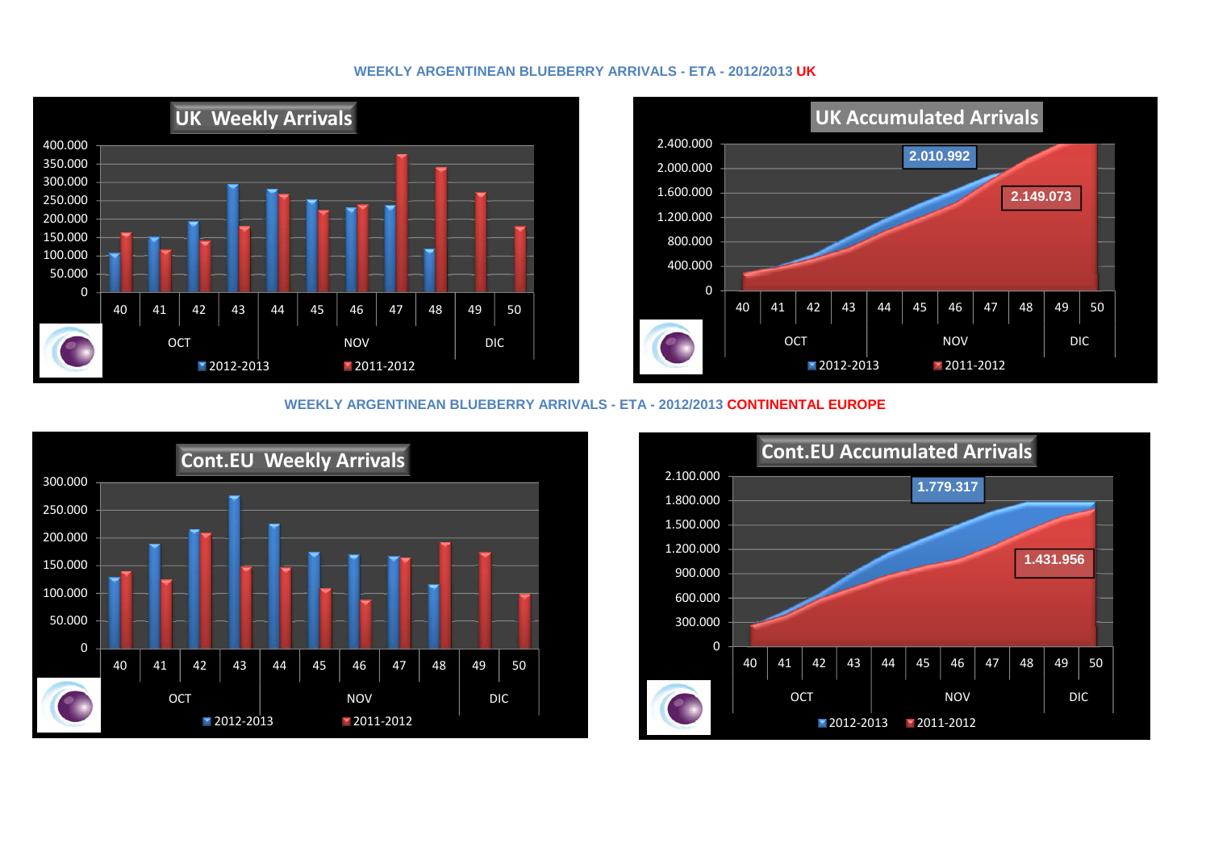## WEEKLY ARGENTINEAN BLUEBERRY ARRIVALS - ETA - 2012/2013 UK

UK Weekly Arrivals

400.000
350.000
300.000
250.000
200.000
150.000
100.000
50.000
0

40 41 42 43 44 45 46 47 48 49 50

OCT NOV DIC

2012-2013 2011-2012

UK Accumulated Arrivals

2.400.000
2.000.000
1.600.000
1.200.000
800.000
400.000
0

2.010.992

2.149.073

40 41 42 43 44 45 46 47 48 49 50

OCT NOV DIC

2012-2013 2011-2012

## WEEKLY ARGENTINEAN BLUEBERRY ARRIVALS - ETA - 2012/2013 CONTINENTAL EUROPE

Cont.EU Weekly Arrivals

300.000
250.000
200.000
150.000
100.000
50.000
0

40 41 42 43 44 45 46 47 48 49 50

OCT NOV DIC

2012-2013 2011-2012

Cont.EU Accumulated Arrivals

2.100.000
1.800.000
1.500.000
1.200.000
900.000
600.000
300.000
0

1.779.317

1.431.956

40 41 42 43 44 45 46 47 48 49 50

OCT NOV DIC

2012-2013 2011-2012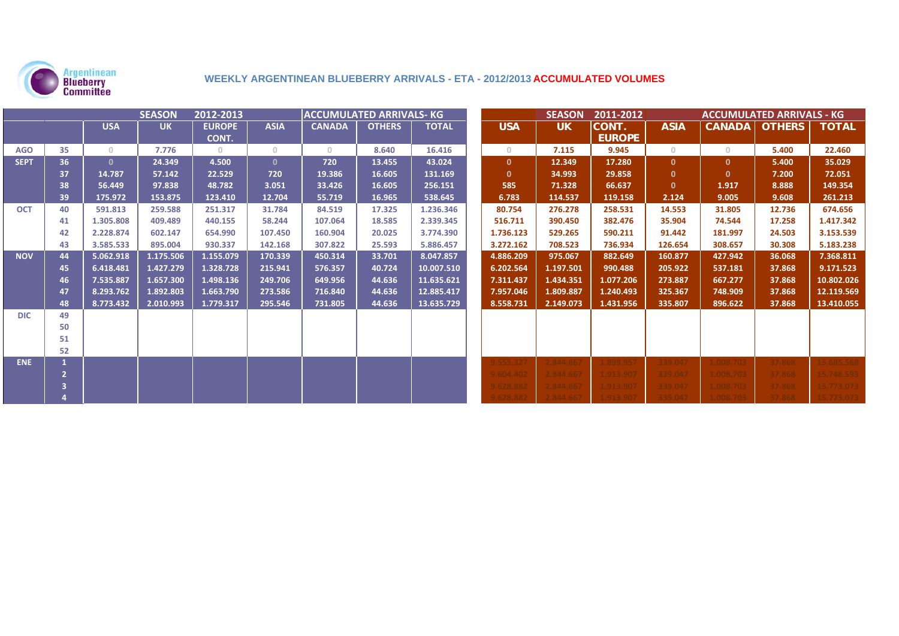Argentinean Blueberry Committee

## WEEKLY ARGENTINEAN BLUEBERRY ARRIVALS - ETA - 2012/2013 ACCUMULATED VOLUMES

| | | SEASON 2012-2013 | | | | ACCUMULATED ARRIVALS- KG | | | SEASON 2011-2012 | | | | ACCUMULATED ARRIVALS - KG | | |
|---|---|---|---|---|---|---|---|---|---|---|---|---|---|---|---|
| | | USA | UK | EUROPE CONT. | ASIA | CANADA | OTHERS | TOTAL | USA | UK | CONT. EUROPE | ASIA | CANADA | OTHERS | TOTAL |
| AGO | 35 | 0 | 7.776 | 0 | 0 | 0 | 8.640 | 16.416 | 0 | 7.115 | 9.945 | 0 | 0 | 5.400 | 22.460 |
| SEPT | 36 | 0 | 24.349 | 4.500 | 0 | 720 | 13.455 | 43.024 | 0 | 12.349 | 17.280 | 0 | 0 | 5.400 | 35.029 |
| | 37 | 14.787 | 57.142 | 22.529 | 720 | 19.386 | 16.605 | 131.169 | 0 | 34.993 | 29.858 | 0 | 0 | 7.200 | 72.051 |
| | 38 | 56.449 | 97.838 | 48.782 | 3.051 | 33.426 | 16.605 | 256.151 | 585 | 71.328 | 66.637 | 0 | 1.917 | 8.888 | 149.354 |
| | 39 | 175.972 | 153.875 | 123.410 | 12.704 | 55.719 | 16.965 | 538.645 | 6.783 | 114.537 | 119.158 | 2.124 | 9.005 | 9.608 | 261.213 |
| OCT | 40 | 591.813 | 259.588 | 251.317 | 31.784 | 84.519 | 17.325 | 1.236.346 | 80.754 | 276.278 | 258.531 | 14.553 | 31.805 | 12.736 | 674.656 |
| | 41 | 1.305.808 | 409.489 | 440.155 | 58.244 | 107.064 | 18.585 | 2.339.345 | 516.711 | 390.450 | 382.476 | 35.904 | 74.544 | 17.258 | 1.417.342 |
| | 42 | 2.228.874 | 602.147 | 654.990 | 107.450 | 160.904 | 20.025 | 3.774.390 | 1.736.123 | 529.265 | 590.211 | 91.442 | 181.997 | 24.503 | 3.153.539 |
| | 43 | 3.585.533 | 895.004 | 930.337 | 142.168 | 307.822 | 25.593 | 5.886.457 | 3.272.162 | 708.523 | 736.934 | 126.654 | 308.657 | 30.308 | 5.183.238 |
| NOV | 44 | 5.062.918 | 1.175.506 | 1.155.079 | 170.339 | 450.314 | 33.701 | 8.047.857 | 4.886.209 | 975.067 | 882.649 | 160.877 | 427.942 | 36.068 | 7.368.811 |
| | 45 | 6.418.481 | 1.427.279 | 1.328.728 | 215.941 | 576.357 | 40.724 | 10.007.510 | 6.202.564 | 1.197.501 | 990.488 | 205.922 | 537.181 | 37.868 | 9.171.523 |
| | 46 | 7.535.887 | 1.657.300 | 1.498.136 | 249.706 | 649.956 | 44.636 | 11.635.621 | 7.311.437 | 1.434.351 | 1.077.206 | 273.887 | 667.277 | 37.868 | 10.802.026 |
| | 47 | 8.293.762 | 1.892.803 | 1.663.790 | 273.586 | 716.840 | 44.636 | 12.885.417 | 7.957.046 | 1.809.887 | 1.240.493 | 325.367 | 748.909 | 37.868 | 12.119.569 |
| | 48 | 8.773.432 | 2.010.993 | 1.779.317 | 295.546 | 731.805 | 44.636 | 13.635.729 | 8.558.731 | 2.149.073 | 1.431.956 | 335.807 | 896.622 | 37.868 | 13.410.055 |
| DIC | 49 | | | | | | | | | | | | | | |
| | 50 | | | | | | | | | | | | | | |
| | 51 | | | | | | | | | | | | | | |
| | 52 | | | | | | | | | | | | | | |
| ENE | 1 | | | | | | | | 9.555.327 | 2.844.667 | 1.899.957 | 339.047 | 1.008.703 | 37.868 | 15.685.568 |
| | 2 | | | | | | | | 9.604.402 | 2.844.667 | 1.913.907 | 339.047 | 1.008.703 | 37.868 | 15.748.593 |
| | 3 | | | | | | | | 9.628.882 | 2.844.667 | 1.913.907 | 339.047 | 1.008.703 | 37.868 | 15.773.073 |
| | 4 | | | | | | | | 9.628.882 | 2.844.667 | 1.913.907 | 339.047 | 1.008.703 | 37.868 | 15.773.073 |